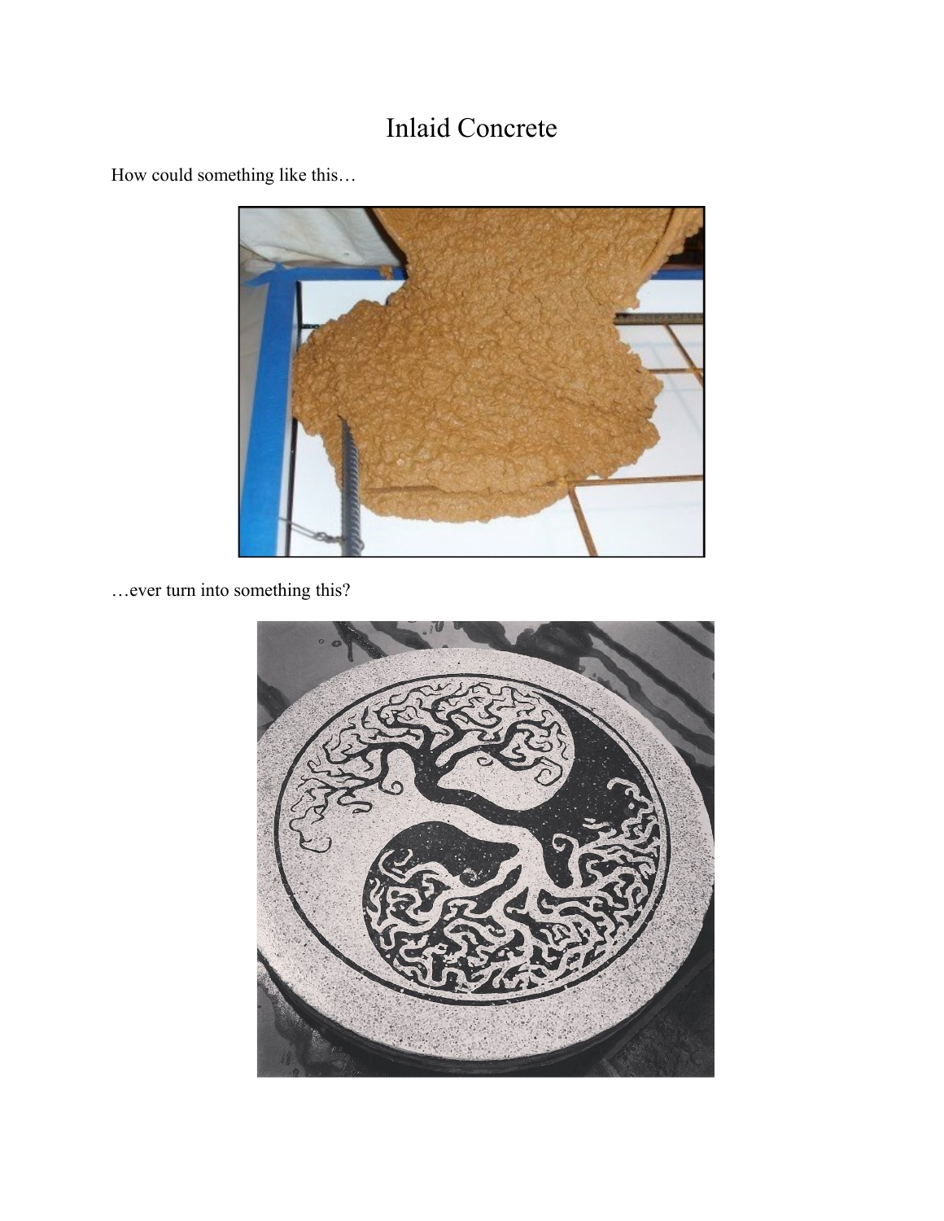# Inlaid Concrete

How could something like this…

…ever turn into something this?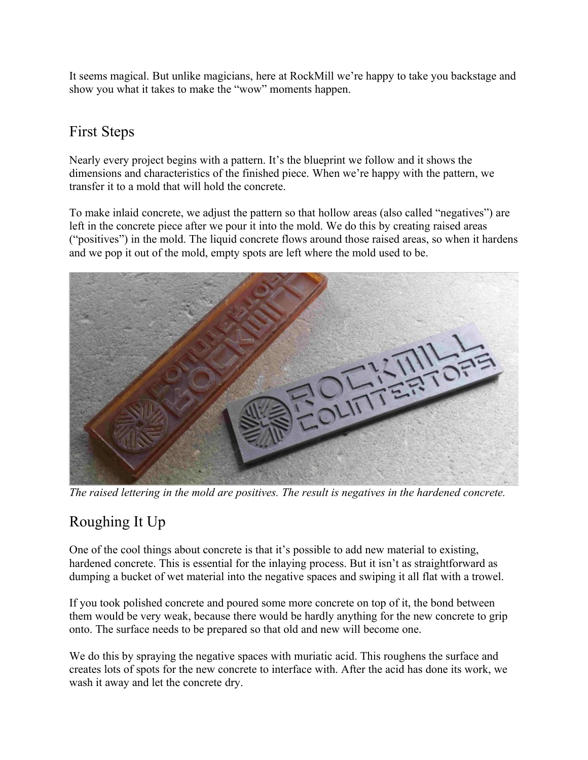It seems magical. But unlike magicians, here at RockMill we're happy to take you backstage and show you what it takes to make the "wow" moments happen.

## First Steps

Nearly every project begins with a pattern. It's the blueprint we follow and it shows the dimensions and characteristics of the finished piece. When we're happy with the pattern, we transfer it to a mold that will hold the concrete.

To make inlaid concrete, we adjust the pattern so that hollow areas (also called "negatives") are left in the concrete piece after we pour it into the mold. We do this by creating raised areas ("positives") in the mold. The liquid concrete flows around those raised areas, so when it hardens and we pop it out of the mold, empty spots are left where the mold used to be.

*The raised lettering in the mold are positives. The result is negatives in the hardened concrete.*

## Roughing It Up

One of the cool things about concrete is that it's possible to add new material to existing, hardened concrete. This is essential for the inlaying process. But it isn't as straightforward as dumping a bucket of wet material into the negative spaces and swiping it all flat with a trowel.

If you took polished concrete and poured some more concrete on top of it, the bond between them would be very weak, because there would be hardly anything for the new concrete to grip onto. The surface needs to be prepared so that old and new will become one.

We do this by spraying the negative spaces with muriatic acid. This roughens the surface and creates lots of spots for the new concrete to interface with. After the acid has done its work, we wash it away and let the concrete dry.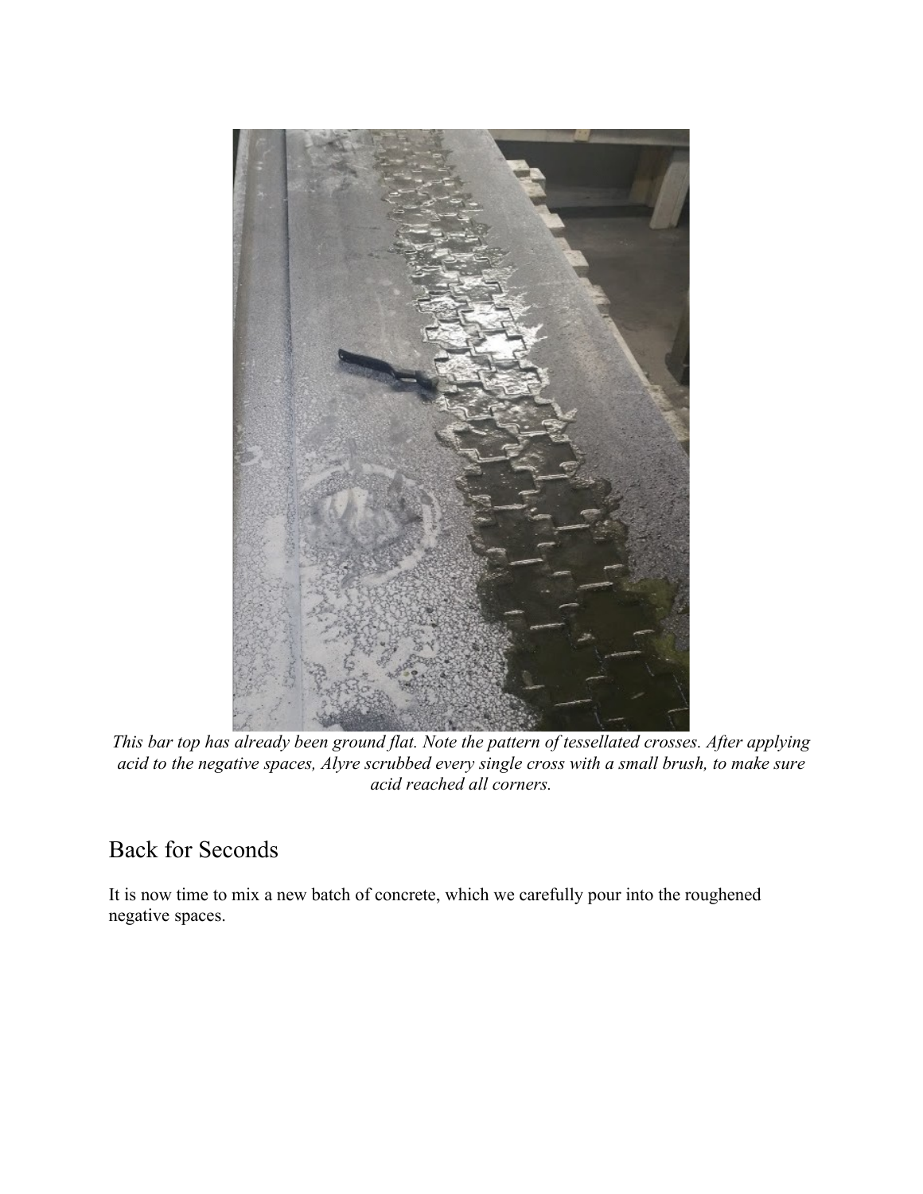*This bar top has already been ground flat. Note the pattern of tessellated crosses. After applying acid to the negative spaces, Alyre scrubbed every single cross with a small brush, to make sure acid reached all corners.*

## Back for Seconds

It is now time to mix a new batch of concrete, which we carefully pour into the roughened negative spaces.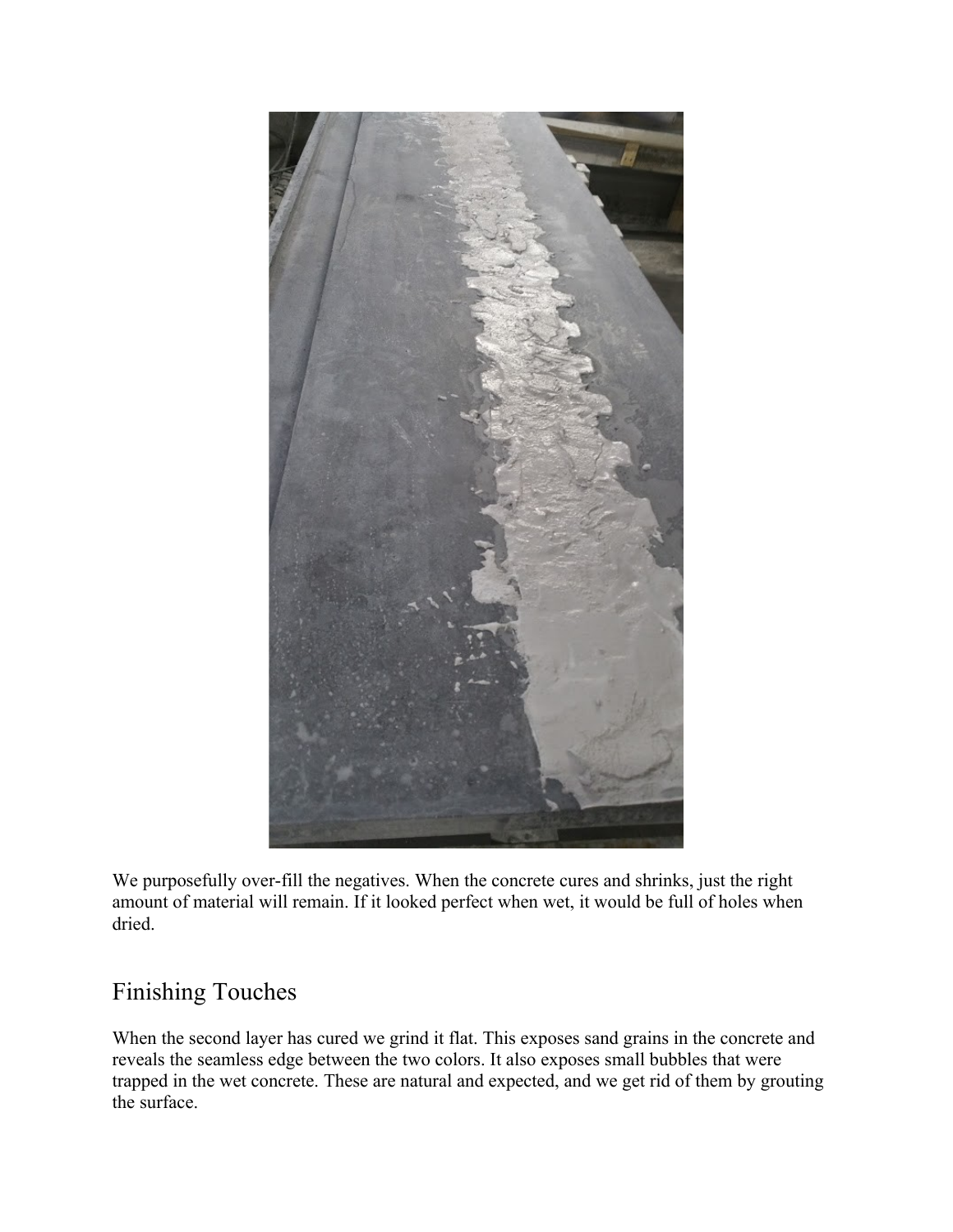We purposefully over-fill the negatives. When the concrete cures and shrinks, just the right amount of material will remain. If it looked perfect when wet, it would be full of holes when dried.

## Finishing Touches

When the second layer has cured we grind it flat. This exposes sand grains in the concrete and reveals the seamless edge between the two colors. It also exposes small bubbles that were trapped in the wet concrete. These are natural and expected, and we get rid of them by grouting the surface.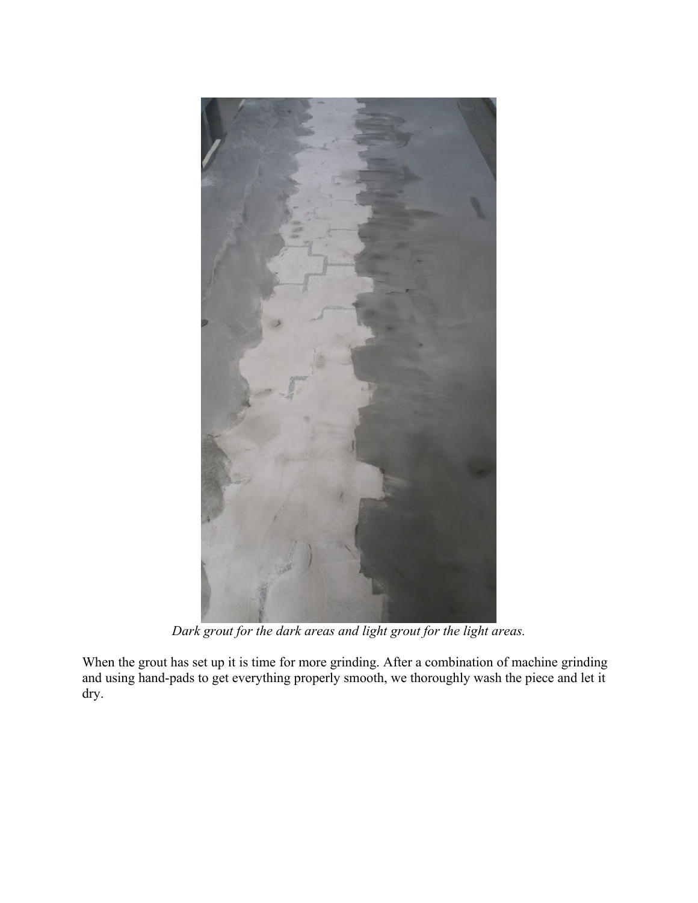*Dark grout for the dark areas and light grout for the light areas.*

When the grout has set up it is time for more grinding. After a combination of machine grinding and using hand-pads to get everything properly smooth, we thoroughly wash the piece and let it dry.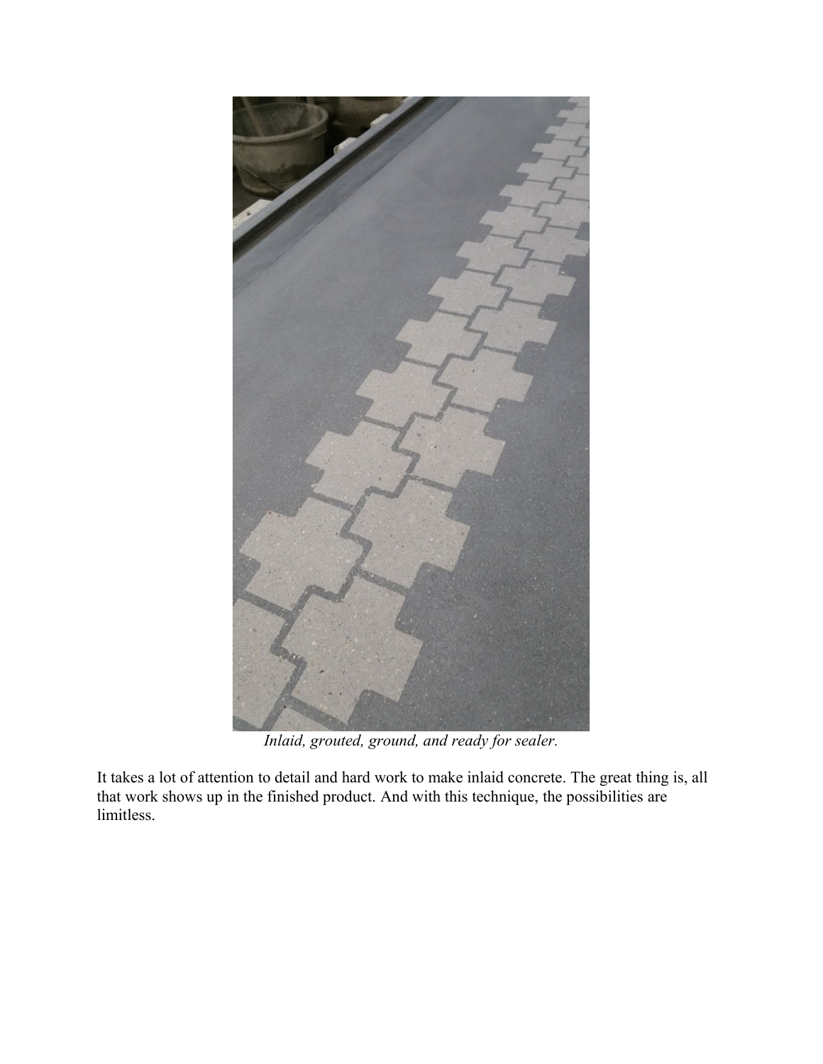*Inlaid, grouted, ground, and ready for sealer.*

It takes a lot of attention to detail and hard work to make inlaid concrete. The great thing is, all that work shows up in the finished product. And with this technique, the possibilities are limitless.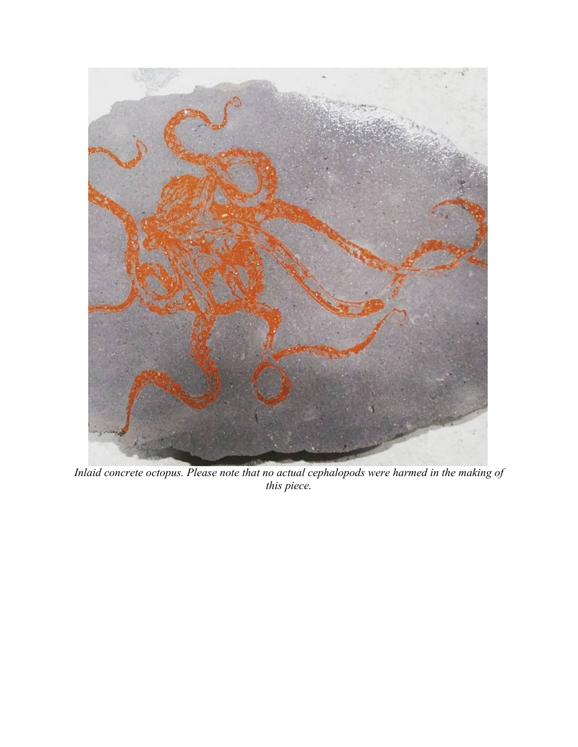*Inlaid concrete octopus. Please note that no actual cephalopods were harmed in the making of this piece.*